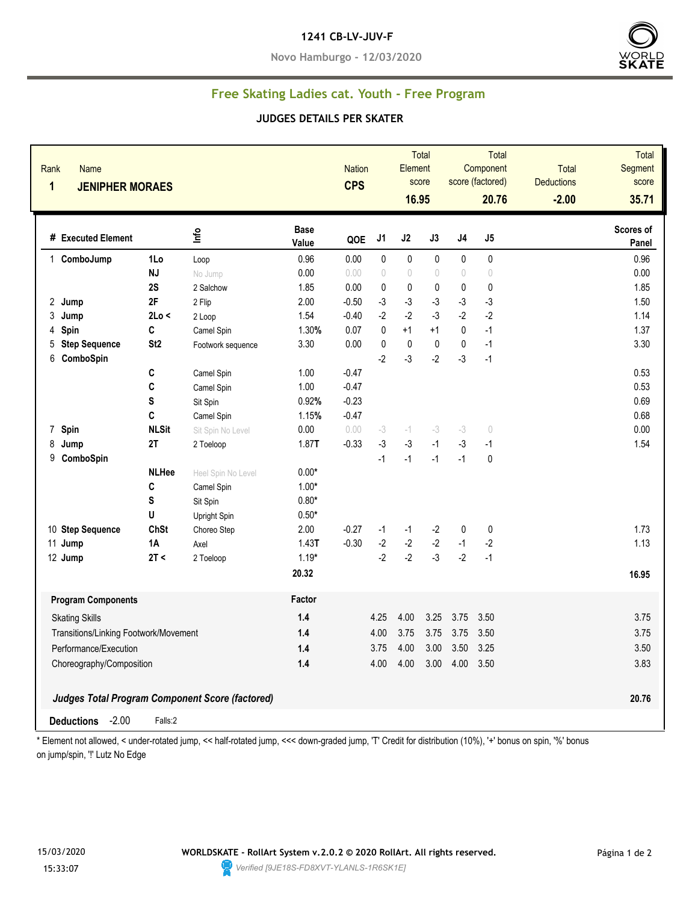**1241 CB-LV-JUV-F**

**Novo Hamburgo - 12/03/2020**

## Free Skating Ladies cat. Youth - Free Program

### JUDGES DETAILS PER SKATER

| Rank | Name | Nation | Total Element score | Total Component score (factored) | Total Deductions | Total Segment score |
|---|---|---|---|---|---|---|
| 1 | JENIPHER MORAES | CPS | 16.95 | 20.76 | -2.00 | 35.71 |

| # | Executed Element | | Info | Base Value | QOE | J1 | J2 | J3 | J4 | J5 | Scores of Panel |
|---|---|---|---|---|---|---|---|---|---|---|---|
| 1 | ComboJump | 1Lo | Loop | 0.96 | 0.00 | 0 | 0 | 0 | 0 | 0 | 0.96 |
| | | NJ | No Jump | 0.00 | 0.00 | 0 | 0 | 0 | 0 | 0 | 0.00 |
| | | 2S | 2 Salchow | 1.85 | 0.00 | 0 | 0 | 0 | 0 | 0 | 1.85 |
| 2 | Jump | 2F | 2 Flip | 2.00 | -0.50 | -3 | -3 | -3 | -3 | -3 | 1.50 |
| 3 | Jump | 2Lo < | 2 Loop | 1.54 | -0.40 | -2 | -2 | -3 | -2 | -2 | 1.14 |
| 4 | Spin | C | Camel Spin | 1.30% | 0.07 | 0 | +1 | +1 | 0 | -1 | 1.37 |
| 5 | Step Sequence | St2 | Footwork sequence | 3.30 | 0.00 | 0 | 0 | 0 | 0 | -1 | 3.30 |
| 6 | ComboSpin | | | | | -2 | -3 | -2 | -3 | -1 | |
| | | C | Camel Spin | 1.00 | -0.47 | | | | | | 0.53 |
| | | C | Camel Spin | 1.00 | -0.47 | | | | | | 0.53 |
| | | S | Sit Spin | 0.92% | -0.23 | | | | | | 0.69 |
| | | C | Camel Spin | 1.15% | -0.47 | | | | | | 0.68 |
| 7 | Spin | NLSit | Sit Spin No Level | 0.00 | 0.00 | -3 | -1 | -3 | -3 | 0 | 0.00 |
| 8 | Jump | 2T | 2 Toeloop | 1.87T | -0.33 | -3 | -3 | -1 | -3 | -1 | 1.54 |
| 9 | ComboSpin | | | | | -1 | -1 | -1 | -1 | 0 | |
| | | NLHee | Heel Spin No Level | 0.00* | | | | | | | |
| | | C | Camel Spin | 1.00* | | | | | | | |
| | | S | Sit Spin | 0.80* | | | | | | | |
| | | U | Upright Spin | 0.50* | | | | | | | |
| 10 | Step Sequence | ChSt | Choreo Step | 2.00 | -0.27 | -1 | -1 | -2 | 0 | 0 | 1.73 |
| 11 | Jump | 1A | Axel | 1.43T | -0.30 | -2 | -2 | -2 | -1 | -2 | 1.13 |
| 12 | Jump | 2T < | 2 Toeloop | 1.19* | | -2 | -2 | -3 | -2 | -1 | |
| | | | | 20.32 | | | | | | | 16.95 |

| Program Components | Factor | J1 | J2 | J3 | J4 | J5 | |
|---|---|---|---|---|---|---|---|
| Skating Skills | 1.4 | 4.25 | 4.00 | 3.25 | 3.75 | 3.50 | 3.75 |
| Transitions/Linking Footwork/Movement | 1.4 | 4.00 | 3.75 | 3.75 | 3.75 | 3.50 | 3.75 |
| Performance/Execution | 1.4 | 3.75 | 4.00 | 3.00 | 3.50 | 3.25 | 3.50 |
| Choreography/Composition | 1.4 | 4.00 | 4.00 | 3.00 | 4.00 | 3.50 | 3.83 |

***Judges Total Program Component Score (factored)*** **20.76**

**Deductions** -2.00 Falls:2

\* Element not allowed, < under-rotated jump, << half-rotated jump, <<< down-graded jump, 'T' Credit for distribution (10%), '+' bonus on spin, '%' bonus on jump/spin, '!' Lutz No Edge

15/03/2020 15:33:07

**WORLDSKATE - RollArt System v.2.0.2 © 2020 RollArt. All rights reserved.**

*Verified [9JE18S-FD8XVT-YLANLS-1R6SK1E]*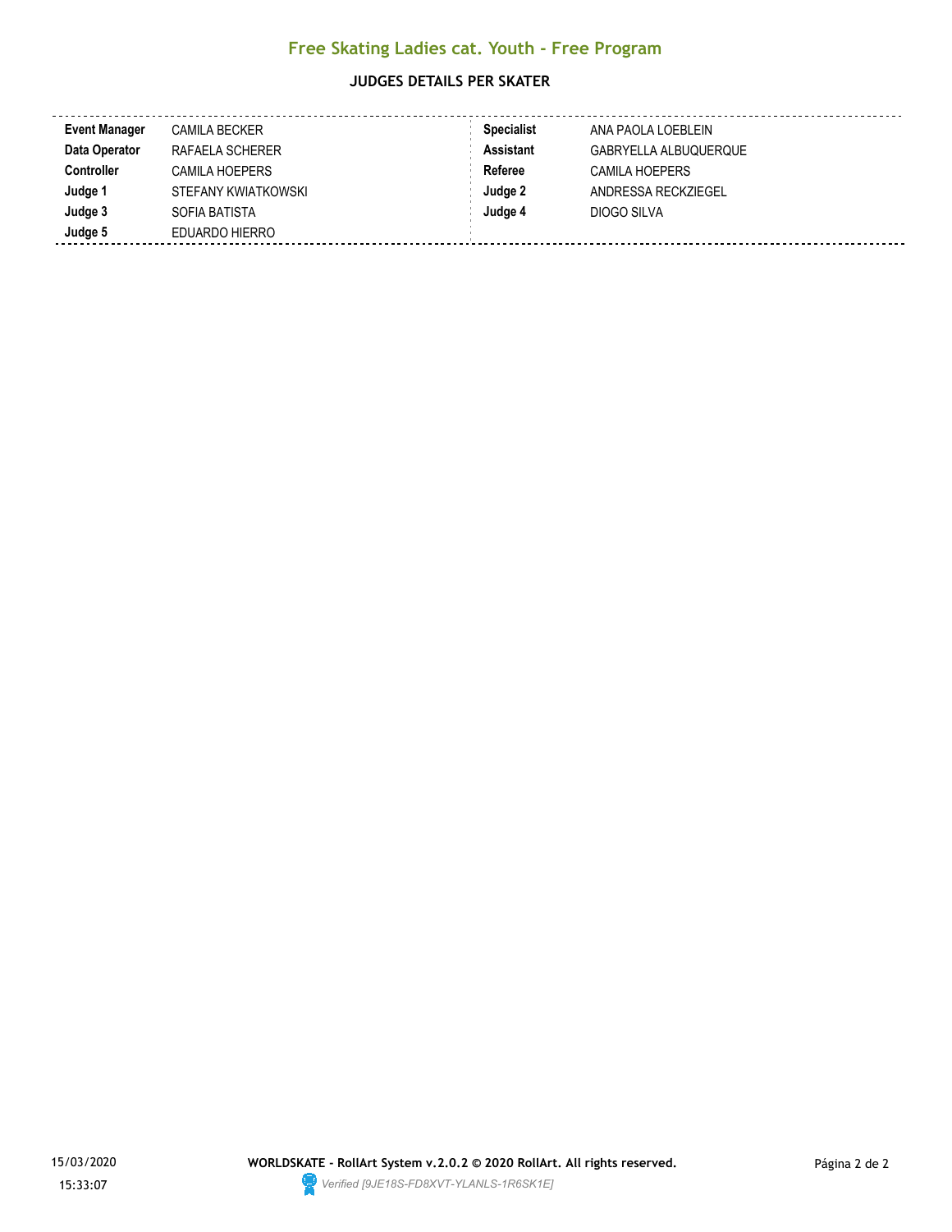## Free Skating Ladies cat. Youth - Free Program

### JUDGES DETAILS PER SKATER

| | | | |
|---|---|---|---|
| **Event Manager** | CAMILA BECKER | **Specialist** | ANA PAOLA LOEBLEIN |
| **Data Operator** | RAFAELA SCHERER | **Assistant** | GABRYELLA ALBUQUERQUE |
| **Controller** | CAMILA HOEPERS | **Referee** | CAMILA HOEPERS |
| **Judge 1** | STEFANY KWIATKOWSKI | **Judge 2** | ANDRESSA RECKZIEGEL |
| **Judge 3** | SOFIA BATISTA | **Judge 4** | DIOGO SILVA |
| **Judge 5** | EDUARDO HIERRO | | |

15/03/2020
15:33:07

**WORLDSKATE - RollArt System v.2.0.2 © 2020 RollArt. All rights reserved.**

*Verified [9JE18S-FD8XVT-YLANLS-1R6SK1E]*